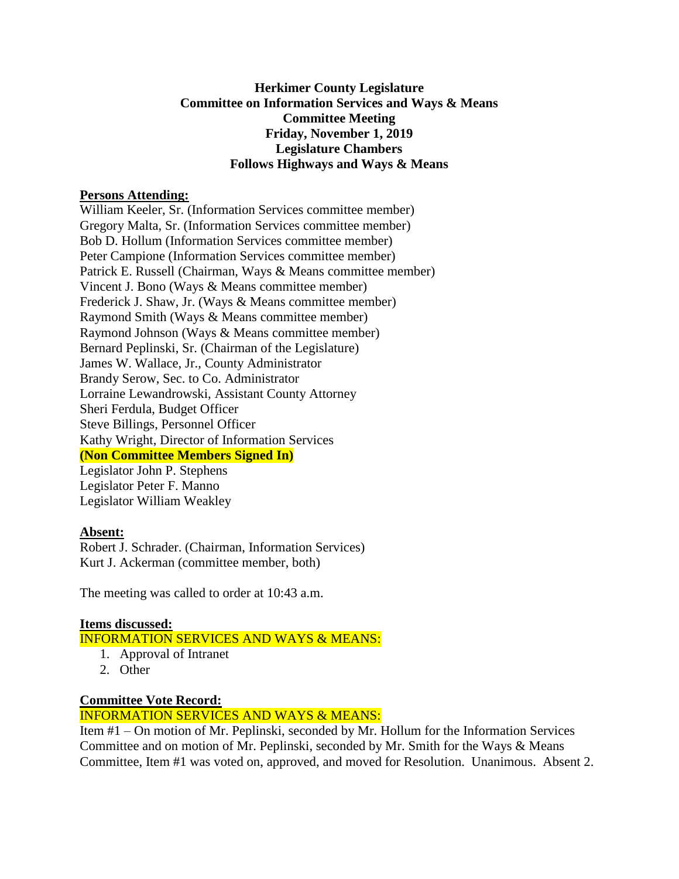**Herkimer County Legislature**
**Committee on Information Services and Ways & Means**
**Committee Meeting**
**Friday, November 1, 2019**
**Legislature Chambers**
**Follows Highways and Ways & Means**

**Persons Attending:**

William Keeler, Sr. (Information Services committee member)
Gregory Malta, Sr. (Information Services committee member)
Bob D. Hollum (Information Services committee member)
Peter Campione (Information Services committee member)
Patrick E. Russell (Chairman, Ways & Means committee member)
Vincent J. Bono (Ways & Means committee member)
Frederick J. Shaw, Jr. (Ways & Means committee member)
Raymond Smith (Ways & Means committee member)
Raymond Johnson (Ways & Means committee member)
Bernard Peplinski, Sr. (Chairman of the Legislature)
James W. Wallace, Jr., County Administrator
Brandy Serow, Sec. to Co. Administrator
Lorraine Lewandrowski, Assistant County Attorney
Sheri Ferdula, Budget Officer
Steve Billings, Personnel Officer
Kathy Wright, Director of Information Services
**(Non Committee Members Signed In)**
Legislator John P. Stephens
Legislator Peter F. Manno
Legislator William Weakley

**Absent:**

Robert J. Schrader. (Chairman, Information Services)
Kurt J. Ackerman (committee member, both)

The meeting was called to order at 10:43 a.m.

**Items discussed:**

INFORMATION SERVICES AND WAYS & MEANS:

1. Approval of Intranet
2. Other

**Committee Vote Record:**

INFORMATION SERVICES AND WAYS & MEANS:

Item #1 – On motion of Mr. Peplinski, seconded by Mr. Hollum for the Information Services Committee and on motion of Mr. Peplinski, seconded by Mr. Smith for the Ways & Means Committee, Item #1 was voted on, approved, and moved for Resolution. Unanimous. Absent 2.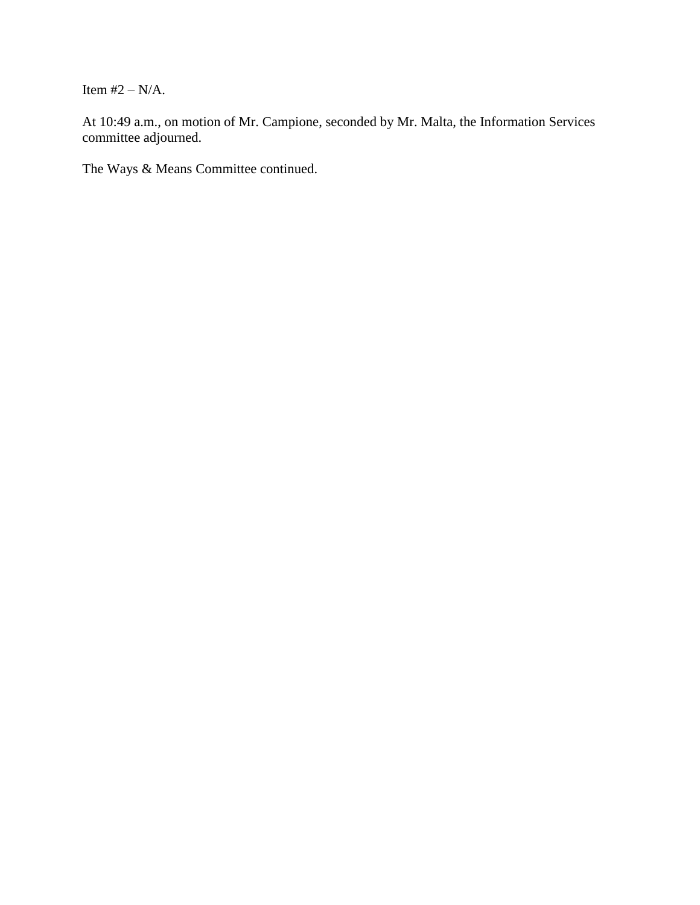Item #2 – N/A.

At 10:49 a.m., on motion of Mr. Campione, seconded by Mr. Malta, the Information Services committee adjourned.

The Ways & Means Committee continued.